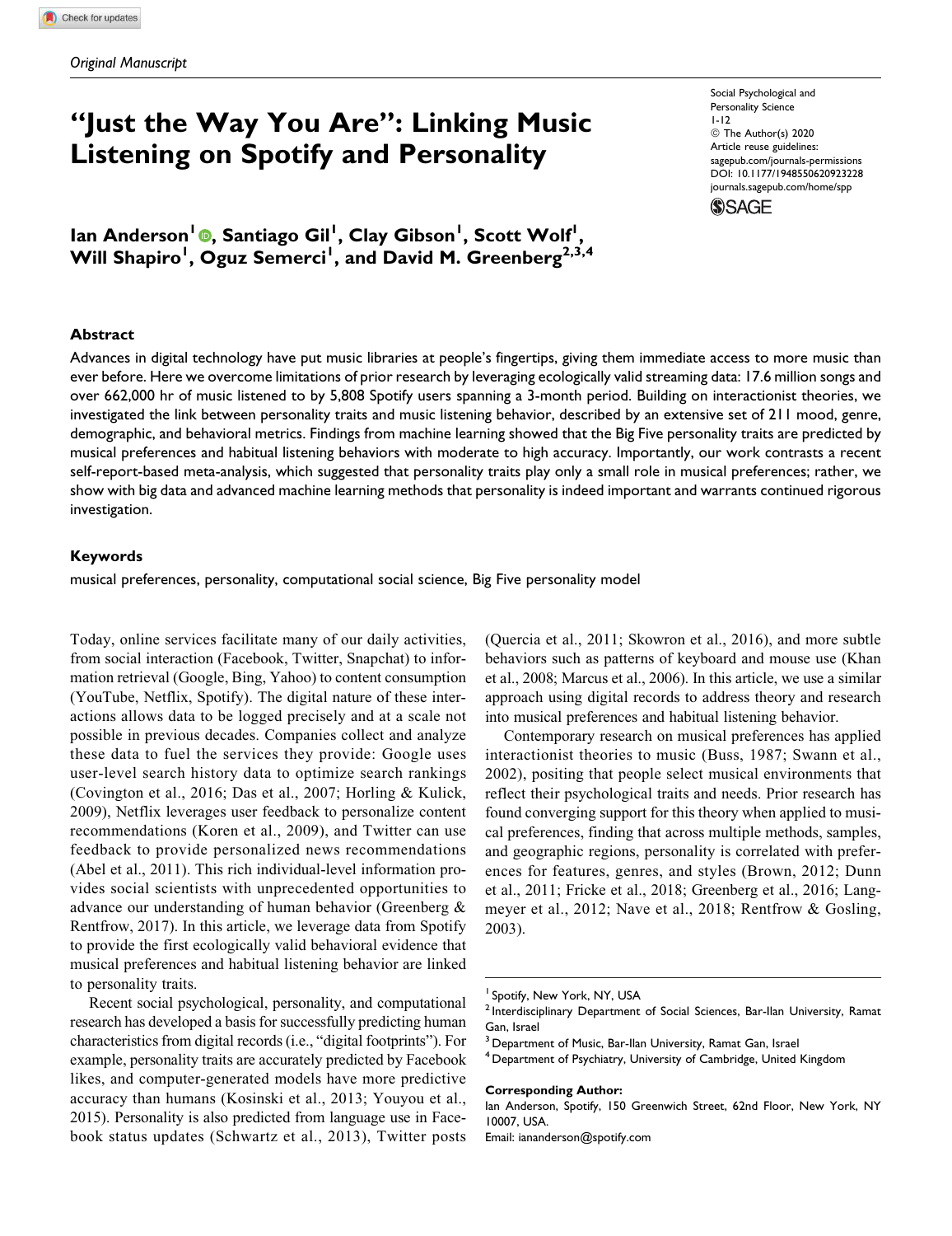*Original Manuscript*

# "Just the Way You Are": Linking Music Listening on Spotify and Personality

Social Psychological and Personality Science
© The Author(s) 2020
Article reuse guidelines:
sagepub.com/journals-permissions
DOI: 10.1177/1948550620923228
journals.sagepub.com/home/spp

**Ian Anderson[1], Santiago Gil[1], Clay Gibson[1], Scott Wolf[1], Will Shapiro[1], Oguz Semerci[1], and David M. Greenberg[2,3,4]**

## Abstract

Advances in digital technology have put music libraries at people's fingertips, giving them immediate access to more music than ever before. Here we overcome limitations of prior research by leveraging ecologically valid streaming data: 17.6 million songs and over 662,000 hr of music listened to by 5,808 Spotify users spanning a 3-month period. Building on interactionist theories, we investigated the link between personality traits and music listening behavior, described by an extensive set of 211 mood, genre, demographic, and behavioral metrics. Findings from machine learning showed that the Big Five personality traits are predicted by musical preferences and habitual listening behaviors with moderate to high accuracy. Importantly, our work contrasts a recent self-report-based meta-analysis, which suggested that personality traits play only a small role in musical preferences; rather, we show with big data and advanced machine learning methods that personality is indeed important and warrants continued rigorous investigation.

## Keywords

musical preferences, personality, computational social science, Big Five personality model

Today, online services facilitate many of our daily activities, from social interaction (Facebook, Twitter, Snapchat) to information retrieval (Google, Bing, Yahoo) to content consumption (YouTube, Netflix, Spotify). The digital nature of these interactions allows data to be logged precisely and at a scale not possible in previous decades. Companies collect and analyze these data to fuel the services they provide: Google uses user-level search history data to optimize search rankings (Covington et al., 2016; Das et al., 2007; Horling & Kulick, 2009), Netflix leverages user feedback to personalize content recommendations (Koren et al., 2009), and Twitter can use feedback to provide personalized news recommendations (Abel et al., 2011). This rich individual-level information provides social scientists with unprecedented opportunities to advance our understanding of human behavior (Greenberg & Rentfrow, 2017). In this article, we leverage data from Spotify to provide the first ecologically valid behavioral evidence that musical preferences and habitual listening behavior are linked to personality traits.

Recent social psychological, personality, and computational research has developed a basis for successfully predicting human characteristics from digital records (i.e., "digital footprints"). For example, personality traits are accurately predicted by Facebook likes, and computer-generated models have more predictive accuracy than humans (Kosinski et al., 2013; Youyou et al., 2015). Personality is also predicted from language use in Facebook status updates (Schwartz et al., 2013), Twitter posts (Quercia et al., 2011; Skowron et al., 2016), and more subtle behaviors such as patterns of keyboard and mouse use (Khan et al., 2008; Marcus et al., 2006). In this article, we use a similar approach using digital records to address theory and research into musical preferences and habitual listening behavior.

Contemporary research on musical preferences has applied interactionist theories to music (Buss, 1987; Swann et al., 2002), positing that people select musical environments that reflect their psychological traits and needs. Prior research has found converging support for this theory when applied to musical preferences, finding that across multiple methods, samples, and geographic regions, personality is correlated with preferences for features, genres, and styles (Brown, 2012; Dunn et al., 2011; Fricke et al., 2018; Greenberg et al., 2016; Langmeyer et al., 2012; Nave et al., 2018; Rentfrow & Gosling, 2003).

[1] Spotify, New York, NY, USA
[2] Interdisciplinary Department of Social Sciences, Bar-Ilan University, Ramat Gan, Israel
[3] Department of Music, Bar-Ilan University, Ramat Gan, Israel
[4] Department of Psychiatry, University of Cambridge, United Kingdom

**Corresponding Author:**
Ian Anderson, Spotify, 150 Greenwich Street, 62nd Floor, New York, NY 10007, USA.
Email: iananderson@spotify.com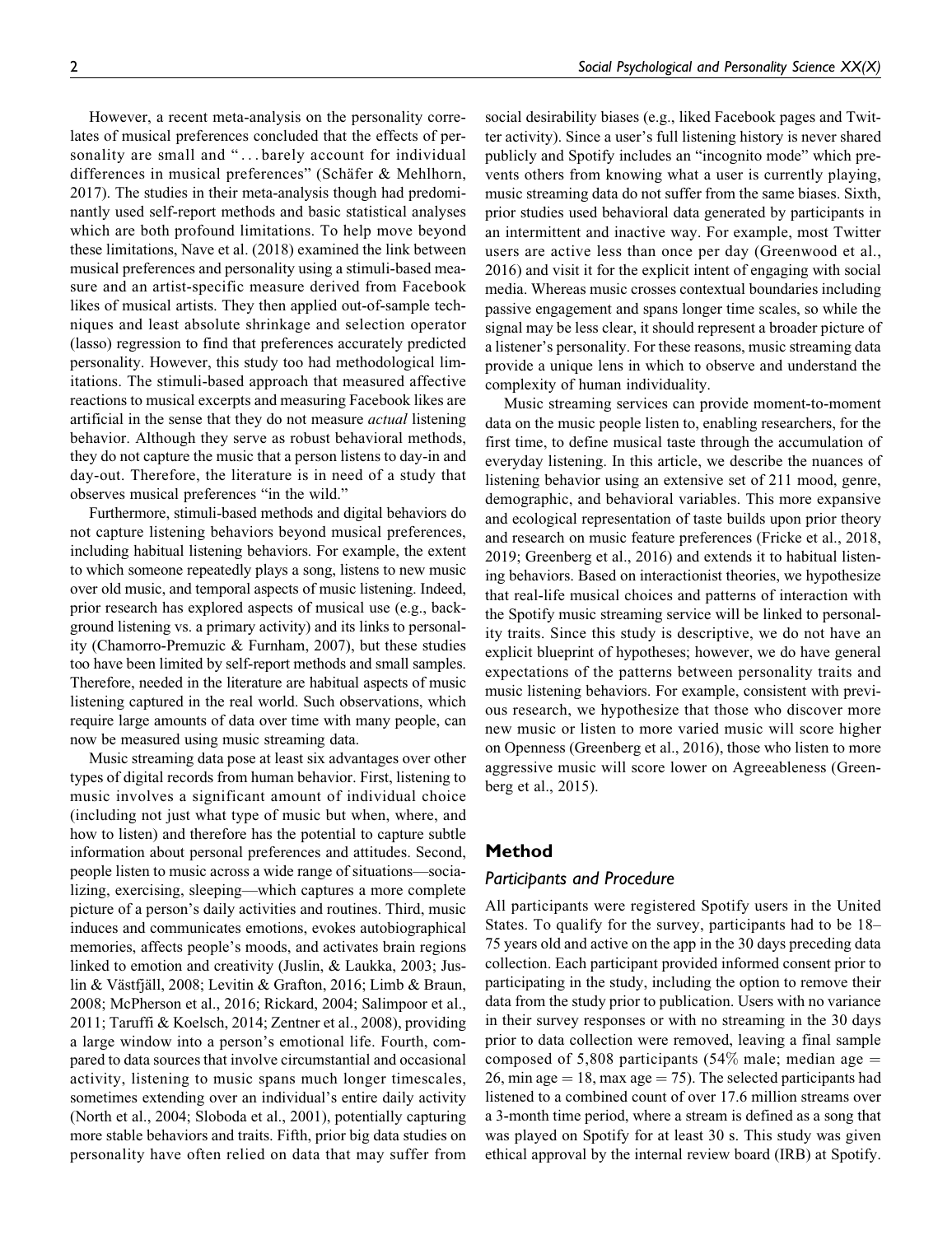However, a recent meta-analysis on the personality correlates of musical preferences concluded that the effects of personality are small and "... barely account for individual differences in musical preferences" (Schäfer & Mehlhorn, 2017). The studies in their meta-analysis though had predominantly used self-report methods and basic statistical analyses which are both profound limitations. To help move beyond these limitations, Nave et al. (2018) examined the link between musical preferences and personality using a stimuli-based measure and an artist-specific measure derived from Facebook likes of musical artists. They then applied out-of-sample techniques and least absolute shrinkage and selection operator (lasso) regression to find that preferences accurately predicted personality. However, this study too had methodological limitations. The stimuli-based approach that measured affective reactions to musical excerpts and measuring Facebook likes are artificial in the sense that they do not measure *actual* listening behavior. Although they serve as robust behavioral methods, they do not capture the music that a person listens to day-in and day-out. Therefore, the literature is in need of a study that observes musical preferences "in the wild."

Furthermore, stimuli-based methods and digital behaviors do not capture listening behaviors beyond musical preferences, including habitual listening behaviors. For example, the extent to which someone repeatedly plays a song, listens to new music over old music, and temporal aspects of music listening. Indeed, prior research has explored aspects of musical use (e.g., background listening vs. a primary activity) and its links to personality (Chamorro-Premuzic & Furnham, 2007), but these studies too have been limited by self-report methods and small samples. Therefore, needed in the literature are habitual aspects of music listening captured in the real world. Such observations, which require large amounts of data over time with many people, can now be measured using music streaming data.

Music streaming data pose at least six advantages over other types of digital records from human behavior. First, listening to music involves a significant amount of individual choice (including not just what type of music but when, where, and how to listen) and therefore has the potential to capture subtle information about personal preferences and attitudes. Second, people listen to music across a wide range of situations—socializing, exercising, sleeping—which captures a more complete picture of a person's daily activities and routines. Third, music induces and communicates emotions, evokes autobiographical memories, affects people's moods, and activates brain regions linked to emotion and creativity (Juslin, & Laukka, 2003; Juslin & Västfjäll, 2008; Levitin & Grafton, 2016; Limb & Braun, 2008; McPherson et al., 2016; Rickard, 2004; Salimpoor et al., 2011; Taruffi & Koelsch, 2014; Zentner et al., 2008), providing a large window into a person's emotional life. Fourth, compared to data sources that involve circumstantial and occasional activity, listening to music spans much longer timescales, sometimes extending over an individual's entire daily activity (North et al., 2004; Sloboda et al., 2001), potentially capturing more stable behaviors and traits. Fifth, prior big data studies on personality have often relied on data that may suffer from social desirability biases (e.g., liked Facebook pages and Twitter activity). Since a user's full listening history is never shared publicly and Spotify includes an "incognito mode" which prevents others from knowing what a user is currently playing, music streaming data do not suffer from the same biases. Sixth, prior studies used behavioral data generated by participants in an intermittent and inactive way. For example, most Twitter users are active less than once per day (Greenwood et al., 2016) and visit it for the explicit intent of engaging with social media. Whereas music crosses contextual boundaries including passive engagement and spans longer time scales, so while the signal may be less clear, it should represent a broader picture of a listener's personality. For these reasons, music streaming data provide a unique lens in which to observe and understand the complexity of human individuality.

Music streaming services can provide moment-to-moment data on the music people listen to, enabling researchers, for the first time, to define musical taste through the accumulation of everyday listening. In this article, we describe the nuances of listening behavior using an extensive set of 211 mood, genre, demographic, and behavioral variables. This more expansive and ecological representation of taste builds upon prior theory and research on music feature preferences (Fricke et al., 2018, 2019; Greenberg et al., 2016) and extends it to habitual listening behaviors. Based on interactionist theories, we hypothesize that real-life musical choices and patterns of interaction with the Spotify music streaming service will be linked to personality traits. Since this study is descriptive, we do not have an explicit blueprint of hypotheses; however, we do have general expectations of the patterns between personality traits and music listening behaviors. For example, consistent with previous research, we hypothesize that those who discover more new music or listen to more varied music will score higher on Openness (Greenberg et al., 2016), those who listen to more aggressive music will score lower on Agreeableness (Greenberg et al., 2015).

## Method

### Participants and Procedure

All participants were registered Spotify users in the United States. To qualify for the survey, participants had to be 18–75 years old and active on the app in the 30 days preceding data collection. Each participant provided informed consent prior to participating in the study, including the option to remove their data from the study prior to publication. Users with no variance in their survey responses or with no streaming in the 30 days prior to data collection were removed, leaving a final sample composed of 5,808 participants (54% male; median age = 26, min age = 18, max age = 75). The selected participants had listened to a combined count of over 17.6 million streams over a 3-month time period, where a stream is defined as a song that was played on Spotify for at least 30 s. This study was given ethical approval by the internal review board (IRB) at Spotify.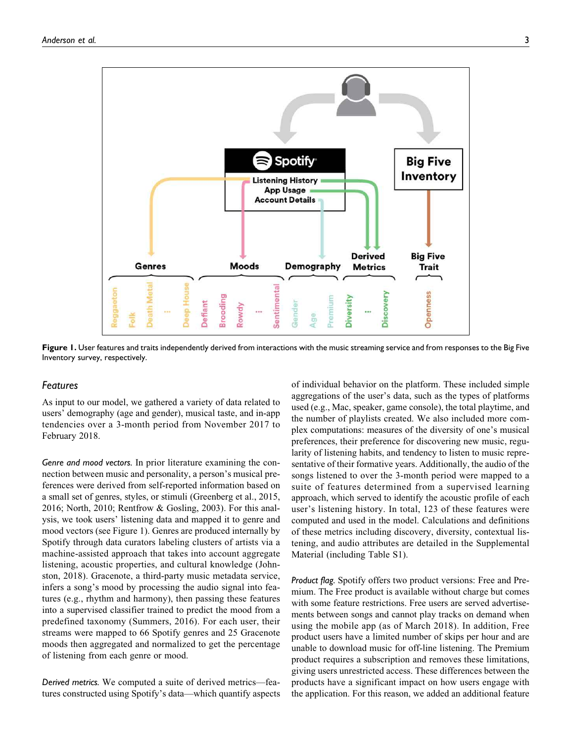**Figure 1.** User features and traits independently derived from interactions with the music streaming service and from responses to the Big Five Inventory survey, respectively.

## Features

As input to our model, we gathered a variety of data related to users' demography (age and gender), musical taste, and in-app tendencies over a 3-month period from November 2017 to February 2018.

*Genre and mood vectors.* In prior literature examining the connection between music and personality, a person's musical preferences were derived from self-reported information based on a small set of genres, styles, or stimuli (Greenberg et al., 2015, 2016; North, 2010; Rentfrow & Gosling, 2003). For this analysis, we took users' listening data and mapped it to genre and mood vectors (see Figure 1). Genres are produced internally by Spotify through data curators labeling clusters of artists via a machine-assisted approach that takes into account aggregate listening, acoustic properties, and cultural knowledge (Johnston, 2018). Gracenote, a third-party music metadata service, infers a song's mood by processing the audio signal into features (e.g., rhythm and harmony), then passing these features into a supervised classifier trained to predict the mood from a predefined taxonomy (Summers, 2016). For each user, their streams were mapped to 66 Spotify genres and 25 Gracenote moods then aggregated and normalized to get the percentage of listening from each genre or mood.

*Derived metrics.* We computed a suite of derived metrics—features constructed using Spotify's data—which quantify aspects of individual behavior on the platform. These included simple aggregations of the user's data, such as the types of platforms used (e.g., Mac, speaker, game console), the total playtime, and the number of playlists created. We also included more complex computations: measures of the diversity of one's musical preferences, their preference for discovering new music, regularity of listening habits, and tendency to listen to music representative of their formative years. Additionally, the audio of the songs listened to over the 3-month period were mapped to a suite of features determined from a supervised learning approach, which served to identify the acoustic profile of each user's listening history. In total, 123 of these features were computed and used in the model. Calculations and definitions of these metrics including discovery, diversity, contextual listening, and audio attributes are detailed in the Supplemental Material (including Table S1).

*Product flag.* Spotify offers two product versions: Free and Premium. The Free product is available without charge but comes with some feature restrictions. Free users are served advertisements between songs and cannot play tracks on demand when using the mobile app (as of March 2018). In addition, Free product users have a limited number of skips per hour and are unable to download music for off-line listening. The Premium product requires a subscription and removes these limitations, giving users unrestricted access. These differences between the products have a significant impact on how users engage with the application. For this reason, we added an additional feature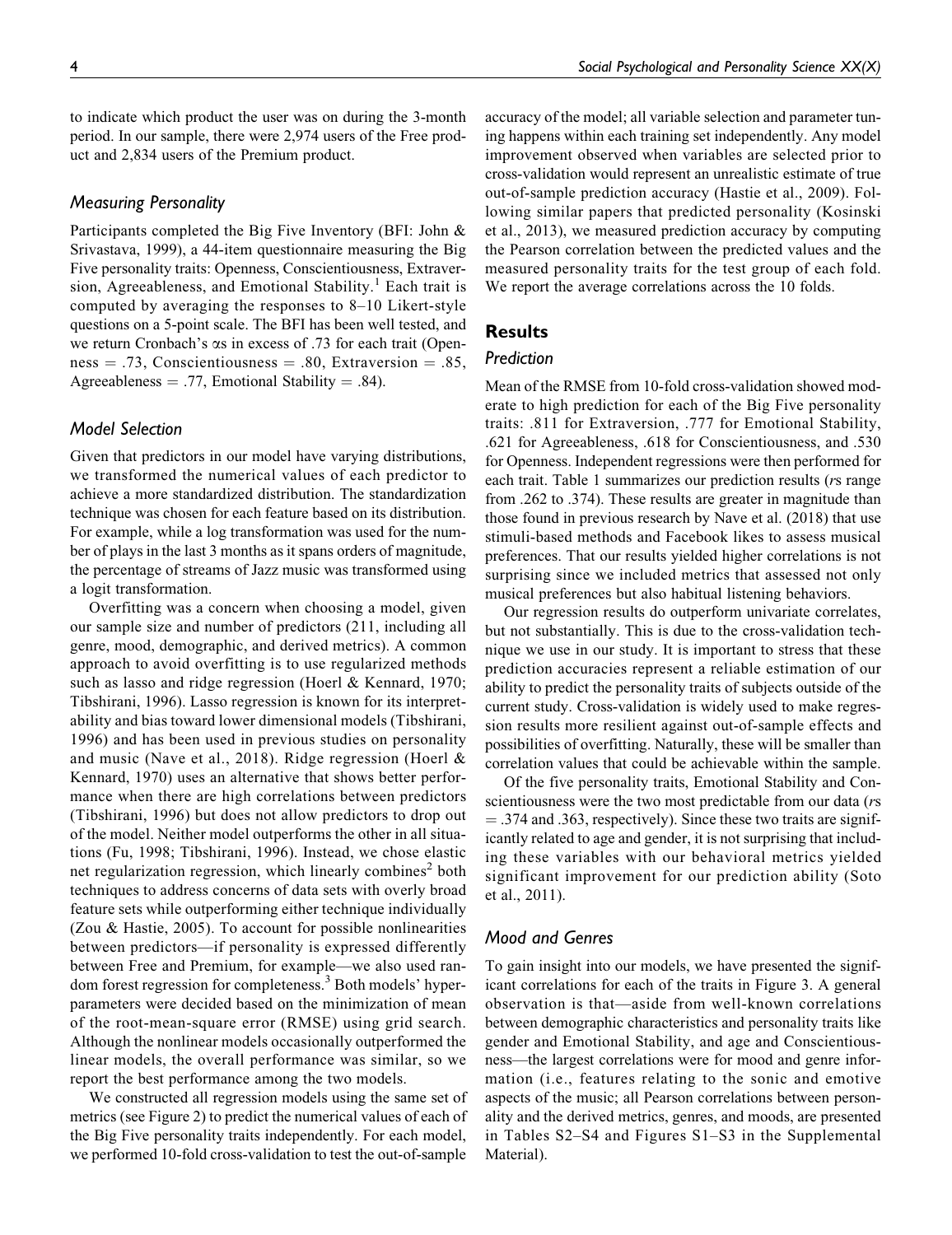to indicate which product the user was on during the 3-month period. In our sample, there were 2,974 users of the Free product and 2,834 users of the Premium product.

### Measuring Personality

Participants completed the Big Five Inventory (BFI: John & Srivastava, 1999), a 44-item questionnaire measuring the Big Five personality traits: Openness, Conscientiousness, Extraversion, Agreeableness, and Emotional Stability.[1] Each trait is computed by averaging the responses to 8–10 Likert-style questions on a 5-point scale. The BFI has been well tested, and we return Cronbach's αs in excess of .73 for each trait (Openness = .73, Conscientiousness = .80, Extraversion = .85, Agreeableness = .77, Emotional Stability = .84).

### Model Selection

Given that predictors in our model have varying distributions, we transformed the numerical values of each predictor to achieve a more standardized distribution. The standardization technique was chosen for each feature based on its distribution. For example, while a log transformation was used for the number of plays in the last 3 months as it spans orders of magnitude, the percentage of streams of Jazz music was transformed using a logit transformation.

Overfitting was a concern when choosing a model, given our sample size and number of predictors (211, including all genre, mood, demographic, and derived metrics). A common approach to avoid overfitting is to use regularized methods such as lasso and ridge regression (Hoerl & Kennard, 1970; Tibshirani, 1996). Lasso regression is known for its interpretability and bias toward lower dimensional models (Tibshirani, 1996) and has been used in previous studies on personality and music (Nave et al., 2018). Ridge regression (Hoerl & Kennard, 1970) uses an alternative that shows better performance when there are high correlations between predictors (Tibshirani, 1996) but does not allow predictors to drop out of the model. Neither model outperforms the other in all situations (Fu, 1998; Tibshirani, 1996). Instead, we chose elastic net regularization regression, which linearly combines[2] both techniques to address concerns of data sets with overly broad feature sets while outperforming either technique individually (Zou & Hastie, 2005). To account for possible nonlinearities between predictors—if personality is expressed differently between Free and Premium, for example—we also used random forest regression for completeness.[3] Both models' hyperparameters were decided based on the minimization of mean of the root-mean-square error (RMSE) using grid search. Although the nonlinear models occasionally outperformed the linear models, the overall performance was similar, so we report the best performance among the two models.

We constructed all regression models using the same set of metrics (see Figure 2) to predict the numerical values of each of the Big Five personality traits independently. For each model, we performed 10-fold cross-validation to test the out-of-sample accuracy of the model; all variable selection and parameter tuning happens within each training set independently. Any model improvement observed when variables are selected prior to cross-validation would represent an unrealistic estimate of true out-of-sample prediction accuracy (Hastie et al., 2009). Following similar papers that predicted personality (Kosinski et al., 2013), we measured prediction accuracy by computing the Pearson correlation between the predicted values and the measured personality traits for the test group of each fold. We report the average correlations across the 10 folds.

## Results

### Prediction

Mean of the RMSE from 10-fold cross-validation showed moderate to high prediction for each of the Big Five personality traits: .811 for Extraversion, .777 for Emotional Stability, .621 for Agreeableness, .618 for Conscientiousness, and .530 for Openness. Independent regressions were then performed for each trait. Table 1 summarizes our prediction results (*r*s range from .262 to .374). These results are greater in magnitude than those found in previous research by Nave et al. (2018) that use stimuli-based methods and Facebook likes to assess musical preferences. That our results yielded higher correlations is not surprising since we included metrics that assessed not only musical preferences but also habitual listening behaviors.

Our regression results do outperform univariate correlates, but not substantially. This is due to the cross-validation technique we use in our study. It is important to stress that these prediction accuracies represent a reliable estimation of our ability to predict the personality traits of subjects outside of the current study. Cross-validation is widely used to make regression results more resilient against out-of-sample effects and possibilities of overfitting. Naturally, these will be smaller than correlation values that could be achievable within the sample.

Of the five personality traits, Emotional Stability and Conscientiousness were the two most predictable from our data (*r*s = .374 and .363, respectively). Since these two traits are significantly related to age and gender, it is not surprising that including these variables with our behavioral metrics yielded significant improvement for our prediction ability (Soto et al., 2011).

### Mood and Genres

To gain insight into our models, we have presented the significant correlations for each of the traits in Figure 3. A general observation is that—aside from well-known correlations between demographic characteristics and personality traits like gender and Emotional Stability, and age and Conscientiousness—the largest correlations were for mood and genre information (i.e., features relating to the sonic and emotive aspects of the music; all Pearson correlations between personality and the derived metrics, genres, and moods, are presented in Tables S2–S4 and Figures S1–S3 in the Supplemental Material).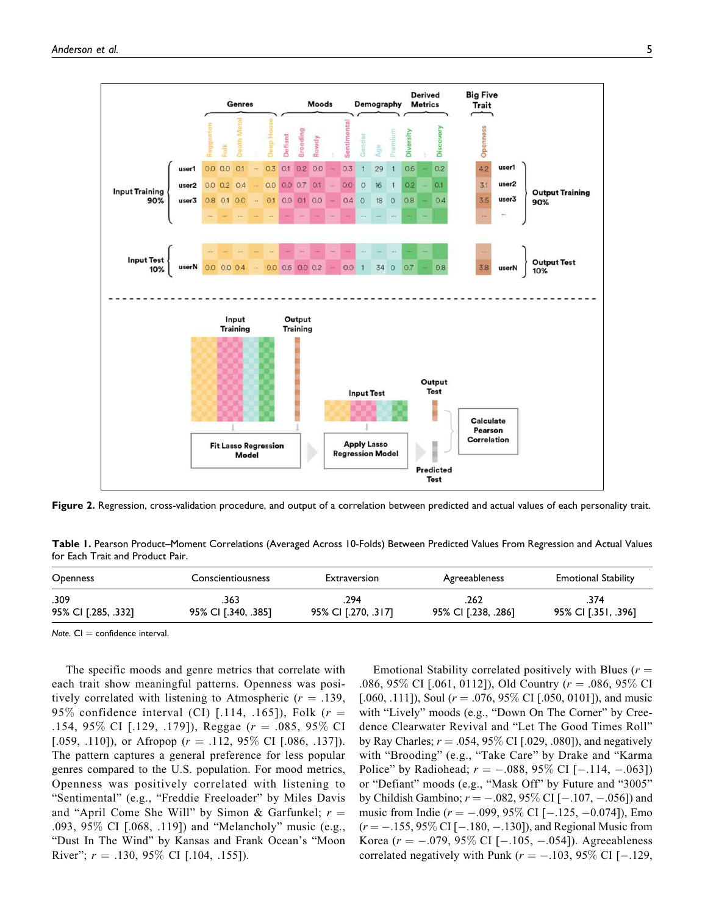**Figure 2.** Regression, cross-validation procedure, and output of a correlation between predicted and actual values of each personality trait.

**Table 1.** Pearson Product–Moment Correlations (Averaged Across 10-Folds) Between Predicted Values From Regression and Actual Values for Each Trait and Product Pair.

| Openness | Conscientiousness | Extraversion | Agreeableness | Emotional Stability |
|---|---|---|---|---|
| .309<br>95% CI [.285, .332] | .363<br>95% CI [.340, .385] | .294<br>95% CI [.270, .317] | .262<br>95% CI [.238, .286] | .374<br>95% CI [.351, .396] |

*Note.* CI = confidence interval.

The specific moods and genre metrics that correlate with each trait show meaningful patterns. Openness was positively correlated with listening to Atmospheric ($r$ = .139, 95% confidence interval (CI) [.114, .165]), Folk ($r$ = .154, 95% CI [.129, .179]), Reggae ($r$ = .085, 95% CI [.059, .110]), or Afropop ($r$ = .112, 95% CI [.086, .137]). The pattern captures a general preference for less popular genres compared to the U.S. population. For mood metrics, Openness was positively correlated with listening to "Sentimental" (e.g., "Freddie Freeloader" by Miles Davis and "April Come She Will" by Simon & Garfunkel; $r$ = .093, 95% CI [.068, .119]) and "Melancholy" music (e.g., "Dust In The Wind" by Kansas and Frank Ocean's "Moon River"; $r$ = .130, 95% CI [.104, .155]).

Emotional Stability correlated positively with Blues ($r$ = .086, 95% CI [.061, 0112]), Old Country ($r$ = .086, 95% CI [.060, .111]), Soul ($r$ = .076, 95% CI [.050, 0101]), and music with "Lively" moods (e.g., "Down On The Corner" by Creedence Clearwater Revival and "Let The Good Times Roll" by Ray Charles; $r$ = .054, 95% CI [.029, .080]), and negatively with "Brooding" (e.g., "Take Care" by Drake and "Karma Police" by Radiohead; $r$ = −.088, 95% CI [−.114, −.063]) or "Defiant" moods (e.g., "Mask Off" by Future and "3005" by Childish Gambino; $r$ = −.082, 95% CI [−.107, −.056]) and music from Indie ($r$ = −.099, 95% CI [−.125, −0.074]), Emo ($r$ = −.155, 95% CI [−.180, −.130]), and Regional Music from Korea ($r$ = −.079, 95% CI [−.105, −.054]). Agreeableness correlated negatively with Punk ($r$ = −.103, 95% CI [−.129,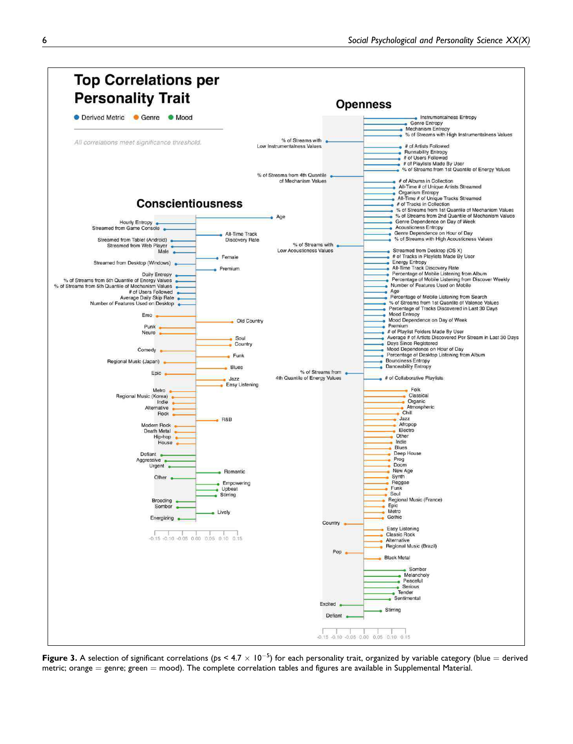**Figure 3.** A selection of significant correlations ($ps < 4.7 \times 10^{-5}$) for each personality trait, organized by variable category (blue = derived metric; orange = genre; green = mood). The complete correlation tables and figures are available in Supplemental Material.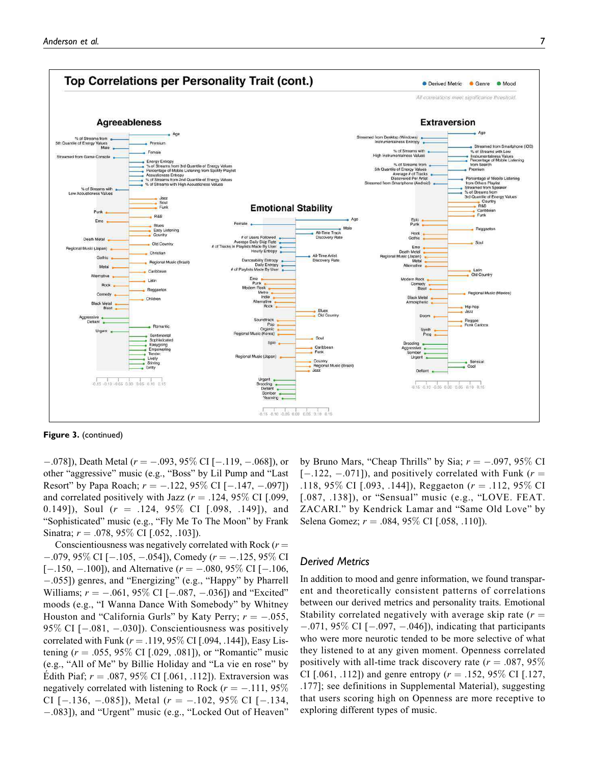**Figure 3.** (continued)

−.078]), Death Metal ($r = −.093$, 95% CI [−.119, −.068]), or other "aggressive" music (e.g., "Boss" by Lil Pump and "Last Resort" by Papa Roach; $r = −.122$, 95% CI [−.147, −.097]) and correlated positively with Jazz ($r = .124$, 95% CI [.099, 0.149]), Soul ($r = .124$, 95% CI [.098, .149]), and "Sophisticated" music (e.g., "Fly Me To The Moon" by Frank Sinatra; $r = .078$, 95% CI [.052, .103]).

Conscientiousness was negatively correlated with Rock ($r = −.079$, 95% CI [−.105, −.054]), Comedy ($r = −.125$, 95% CI [−.150, −.100]), and Alternative ($r = −.080$, 95% CI [−.106, −.055]) genres, and "Energizing" (e.g., "Happy" by Pharrell Williams; $r = −.061$, 95% CI [−.087, −.036]) and "Excited" moods (e.g., "I Wanna Dance With Somebody" by Whitney Houston and "California Gurls" by Katy Perry; $r = −.055$, 95% CI [−.081, −.030]). Conscientiousness was positively correlated with Funk ($r = .119$, 95% CI [.094, .144]), Easy Listening ($r = .055$, 95% CI [.029, .081]), or "Romantic" music (e.g., "All of Me" by Billie Holiday and "La vie en rose" by Édith Piaf; $r = .087$, 95% CI [.061, .112]). Extraversion was negatively correlated with listening to Rock ($r = −.111$, 95% CI [−.136, −.085]), Metal ($r = −.102$, 95% CI [−.134, −.083]), and "Urgent" music (e.g., "Locked Out of Heaven" by Bruno Mars, "Cheap Thrills" by Sia; $r = −.097$, 95% CI [−.122, −.071]), and positively correlated with Funk ($r = .118$, 95% CI [.093, .144]), Reggaeton ($r = .112$, 95% CI [.087, .138]), or "Sensual" music (e.g., "LOVE. FEAT. ZACARI." by Kendrick Lamar and "Same Old Love" by Selena Gomez; $r = .084$, 95% CI [.058, .110]).

### *Derived Metrics*

In addition to mood and genre information, we found transparent and theoretically consistent patterns of correlations between our derived metrics and personality traits. Emotional Stability correlated negatively with average skip rate ($r = −.071$, 95% CI [−.097, −.046]), indicating that participants who were more neurotic tended to be more selective of what they listened to at any given moment. Openness correlated positively with all-time track discovery rate ($r = .087$, 95% CI [.061, .112]) and genre entropy ($r = .152$, 95% CI [.127, .177]; see definitions in Supplemental Material), suggesting that users scoring high on Openness are more receptive to exploring different types of music.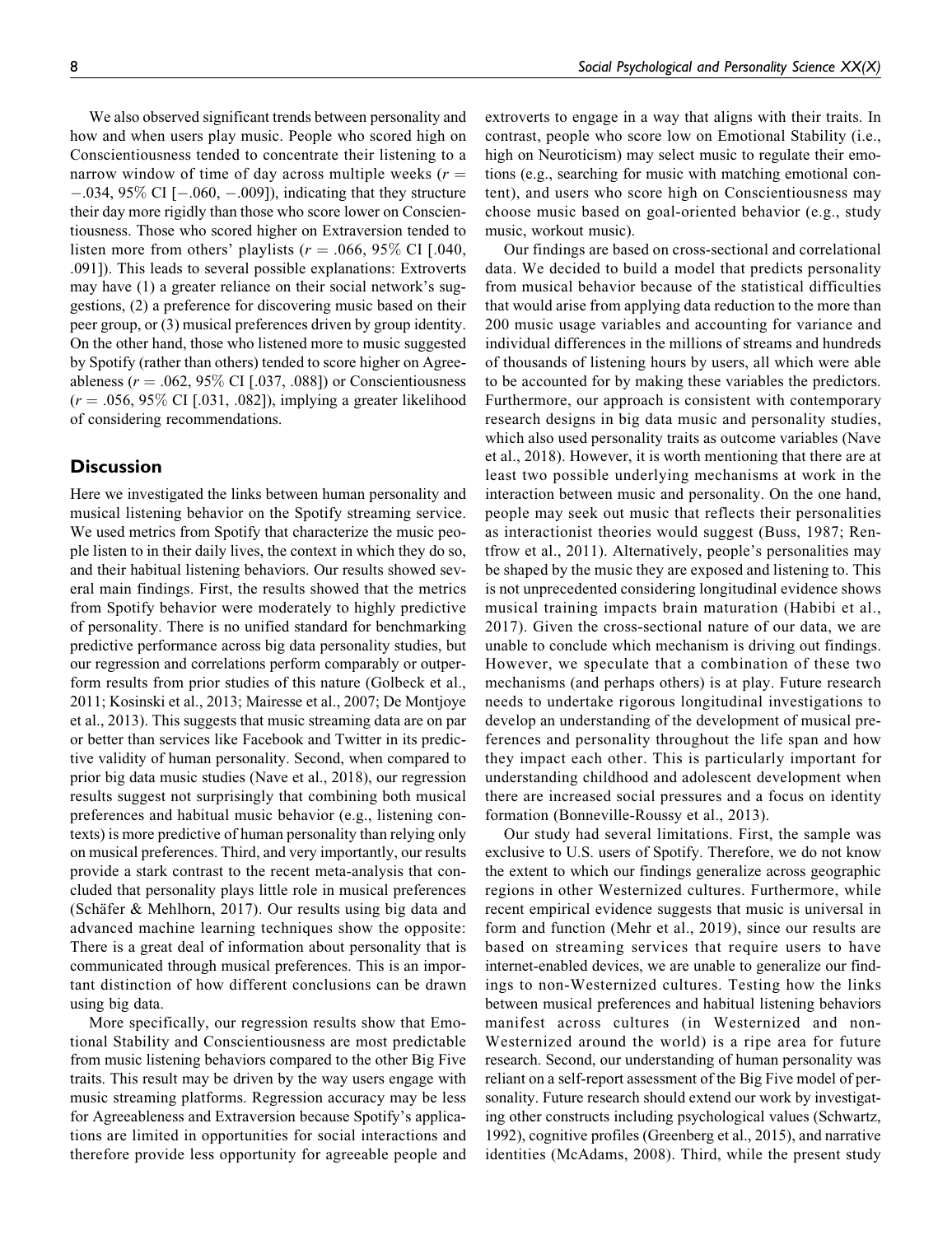We also observed significant trends between personality and how and when users play music. People who scored high on Conscientiousness tended to concentrate their listening to a narrow window of time of day across multiple weeks ($r = -.034$, 95% CI [$-.060$, $-.009$]), indicating that they structure their day more rigidly than those who score lower on Conscientiousness. Those who scored higher on Extraversion tended to listen more from others' playlists ($r = .066$, 95% CI [.040, .091]). This leads to several possible explanations: Extroverts may have (1) a greater reliance on their social network's suggestions, (2) a preference for discovering music based on their peer group, or (3) musical preferences driven by group identity. On the other hand, those who listened more to music suggested by Spotify (rather than others) tended to score higher on Agreeableness ($r = .062$, 95% CI [.037, .088]) or Conscientiousness ($r = .056$, 95% CI [.031, .082]), implying a greater likelihood of considering recommendations.

## Discussion

Here we investigated the links between human personality and musical listening behavior on the Spotify streaming service. We used metrics from Spotify that characterize the music people listen to in their daily lives, the context in which they do so, and their habitual listening behaviors. Our results showed several main findings. First, the results showed that the metrics from Spotify behavior were moderately to highly predictive of personality. There is no unified standard for benchmarking predictive performance across big data personality studies, but our regression and correlations perform comparably or outperform results from prior studies of this nature (Golbeck et al., 2011; Kosinski et al., 2013; Mairesse et al., 2007; De Montjoye et al., 2013). This suggests that music streaming data are on par or better than services like Facebook and Twitter in its predictive validity of human personality. Second, when compared to prior big data music studies (Nave et al., 2018), our regression results suggest not surprisingly that combining both musical preferences and habitual music behavior (e.g., listening contexts) is more predictive of human personality than relying only on musical preferences. Third, and very importantly, our results provide a stark contrast to the recent meta-analysis that concluded that personality plays little role in musical preferences (Schäfer & Mehlhorn, 2017). Our results using big data and advanced machine learning techniques show the opposite: There is a great deal of information about personality that is communicated through musical preferences. This is an important distinction of how different conclusions can be drawn using big data.

More specifically, our regression results show that Emotional Stability and Conscientiousness are most predictable from music listening behaviors compared to the other Big Five traits. This result may be driven by the way users engage with music streaming platforms. Regression accuracy may be less for Agreeableness and Extraversion because Spotify's applications are limited in opportunities for social interactions and therefore provide less opportunity for agreeable people and extroverts to engage in a way that aligns with their traits. In contrast, people who score low on Emotional Stability (i.e., high on Neuroticism) may select music to regulate their emotions (e.g., searching for music with matching emotional content), and users who score high on Conscientiousness may choose music based on goal-oriented behavior (e.g., study music, workout music).

Our findings are based on cross-sectional and correlational data. We decided to build a model that predicts personality from musical behavior because of the statistical difficulties that would arise from applying data reduction to the more than 200 music usage variables and accounting for variance and individual differences in the millions of streams and hundreds of thousands of listening hours by users, all which were able to be accounted for by making these variables the predictors. Furthermore, our approach is consistent with contemporary research designs in big data music and personality studies, which also used personality traits as outcome variables (Nave et al., 2018). However, it is worth mentioning that there are at least two possible underlying mechanisms at work in the interaction between music and personality. On the one hand, people may seek out music that reflects their personalities as interactionist theories would suggest (Buss, 1987; Rentfrow et al., 2011). Alternatively, people's personalities may be shaped by the music they are exposed and listening to. This is not unprecedented considering longitudinal evidence shows musical training impacts brain maturation (Habibi et al., 2017). Given the cross-sectional nature of our data, we are unable to conclude which mechanism is driving out findings. However, we speculate that a combination of these two mechanisms (and perhaps others) is at play. Future research needs to undertake rigorous longitudinal investigations to develop an understanding of the development of musical preferences and personality throughout the life span and how they impact each other. This is particularly important for understanding childhood and adolescent development when there are increased social pressures and a focus on identity formation (Bonneville-Roussy et al., 2013).

Our study had several limitations. First, the sample was exclusive to U.S. users of Spotify. Therefore, we do not know the extent to which our findings generalize across geographic regions in other Westernized cultures. Furthermore, while recent empirical evidence suggests that music is universal in form and function (Mehr et al., 2019), since our results are based on streaming services that require users to have internet-enabled devices, we are unable to generalize our findings to non-Westernized cultures. Testing how the links between musical preferences and habitual listening behaviors manifest across cultures (in Westernized and non-Westernized around the world) is a ripe area for future research. Second, our understanding of human personality was reliant on a self-report assessment of the Big Five model of personality. Future research should extend our work by investigating other constructs including psychological values (Schwartz, 1992), cognitive profiles (Greenberg et al., 2015), and narrative identities (McAdams, 2008). Third, while the present study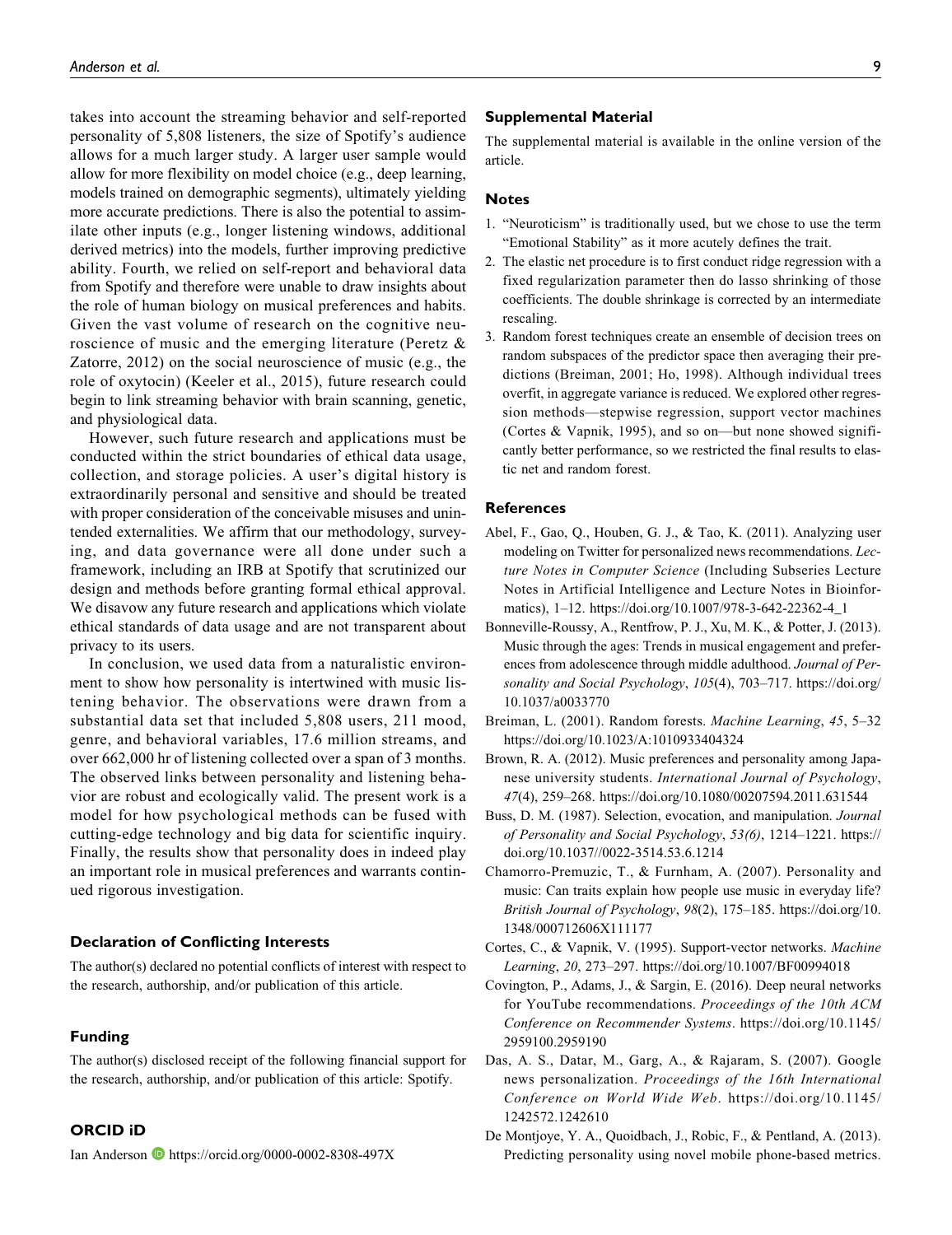takes into account the streaming behavior and self-reported personality of 5,808 listeners, the size of Spotify's audience allows for a much larger study. A larger user sample would allow for more flexibility on model choice (e.g., deep learning, models trained on demographic segments), ultimately yielding more accurate predictions. There is also the potential to assimilate other inputs (e.g., longer listening windows, additional derived metrics) into the models, further improving predictive ability. Fourth, we relied on self-report and behavioral data from Spotify and therefore were unable to draw insights about the role of human biology on musical preferences and habits. Given the vast volume of research on the cognitive neuroscience of music and the emerging literature (Peretz & Zatorre, 2012) on the social neuroscience of music (e.g., the role of oxytocin) (Keeler et al., 2015), future research could begin to link streaming behavior with brain scanning, genetic, and physiological data.

However, such future research and applications must be conducted within the strict boundaries of ethical data usage, collection, and storage policies. A user's digital history is extraordinarily personal and sensitive and should be treated with proper consideration of the conceivable misuses and unintended externalities. We affirm that our methodology, surveying, and data governance were all done under such a framework, including an IRB at Spotify that scrutinized our design and methods before granting formal ethical approval. We disavow any future research and applications which violate ethical standards of data usage and are not transparent about privacy to its users.

In conclusion, we used data from a naturalistic environment to show how personality is intertwined with music listening behavior. The observations were drawn from a substantial data set that included 5,808 users, 211 mood, genre, and behavioral variables, 17.6 million streams, and over 662,000 hr of listening collected over a span of 3 months. The observed links between personality and listening behavior are robust and ecologically valid. The present work is a model for how psychological methods can be fused with cutting-edge technology and big data for scientific inquiry. Finally, the results show that personality does in indeed play an important role in musical preferences and warrants continued rigorous investigation.

## Declaration of Conflicting Interests

The author(s) declared no potential conflicts of interest with respect to the research, authorship, and/or publication of this article.

## Funding

The author(s) disclosed receipt of the following financial support for the research, authorship, and/or publication of this article: Spotify.

## ORCID iD

Ian Anderson https://orcid.org/0000-0002-8308-497X

## Supplemental Material

The supplemental material is available in the online version of the article.

## Notes

1. "Neuroticism" is traditionally used, but we chose to use the term "Emotional Stability" as it more acutely defines the trait.
2. The elastic net procedure is to first conduct ridge regression with a fixed regularization parameter then do lasso shrinking of those coefficients. The double shrinkage is corrected by an intermediate rescaling.
3. Random forest techniques create an ensemble of decision trees on random subspaces of the predictor space then averaging their predictions (Breiman, 2001; Ho, 1998). Although individual trees overfit, in aggregate variance is reduced. We explored other regression methods—stepwise regression, support vector machines (Cortes & Vapnik, 1995), and so on—but none showed significantly better performance, so we restricted the final results to elastic net and random forest.

## References

Abel, F., Gao, Q., Houben, G. J., & Tao, K. (2011). Analyzing user modeling on Twitter for personalized news recommendations. *Lecture Notes in Computer Science* (Including Subseries Lecture Notes in Artificial Intelligence and Lecture Notes in Bioinformatics), 1–12. https://doi.org/10.1007/978-3-642-22362-4_1

Bonneville-Roussy, A., Rentfrow, P. J., Xu, M. K., & Potter, J. (2013). Music through the ages: Trends in musical engagement and preferences from adolescence through middle adulthood. *Journal of Personality and Social Psychology*, *105*(4), 703–717. https://doi.org/10.1037/a0033770

Breiman, L. (2001). Random forests. *Machine Learning*, *45*, 5–32 https://doi.org/10.1023/A:1010933404324

Brown, R. A. (2012). Music preferences and personality among Japanese university students. *International Journal of Psychology*, *47*(4), 259–268. https://doi.org/10.1080/00207594.2011.631544

Buss, D. M. (1987). Selection, evocation, and manipulation. *Journal of Personality and Social Psychology*, *53(6)*, 1214–1221. https://doi.org/10.1037//0022-3514.53.6.1214

Chamorro-Premuzic, T., & Furnham, A. (2007). Personality and music: Can traits explain how people use music in everyday life? *British Journal of Psychology*, *98*(2), 175–185. https://doi.org/10.1348/000712606X111177

Cortes, C., & Vapnik, V. (1995). Support-vector networks. *Machine Learning*, *20*, 273–297. https://doi.org/10.1007/BF00994018

Covington, P., Adams, J., & Sargin, E. (2016). Deep neural networks for YouTube recommendations. *Proceedings of the 10th ACM Conference on Recommender Systems*. https://doi.org/10.1145/2959100.2959190

Das, A. S., Datar, M., Garg, A., & Rajaram, S. (2007). Google news personalization. *Proceedings of the 16th International Conference on World Wide Web*. https://doi.org/10.1145/1242572.1242610

De Montjoye, Y. A., Quoidbach, J., Robic, F., & Pentland, A. (2013). Predicting personality using novel mobile phone-based metrics.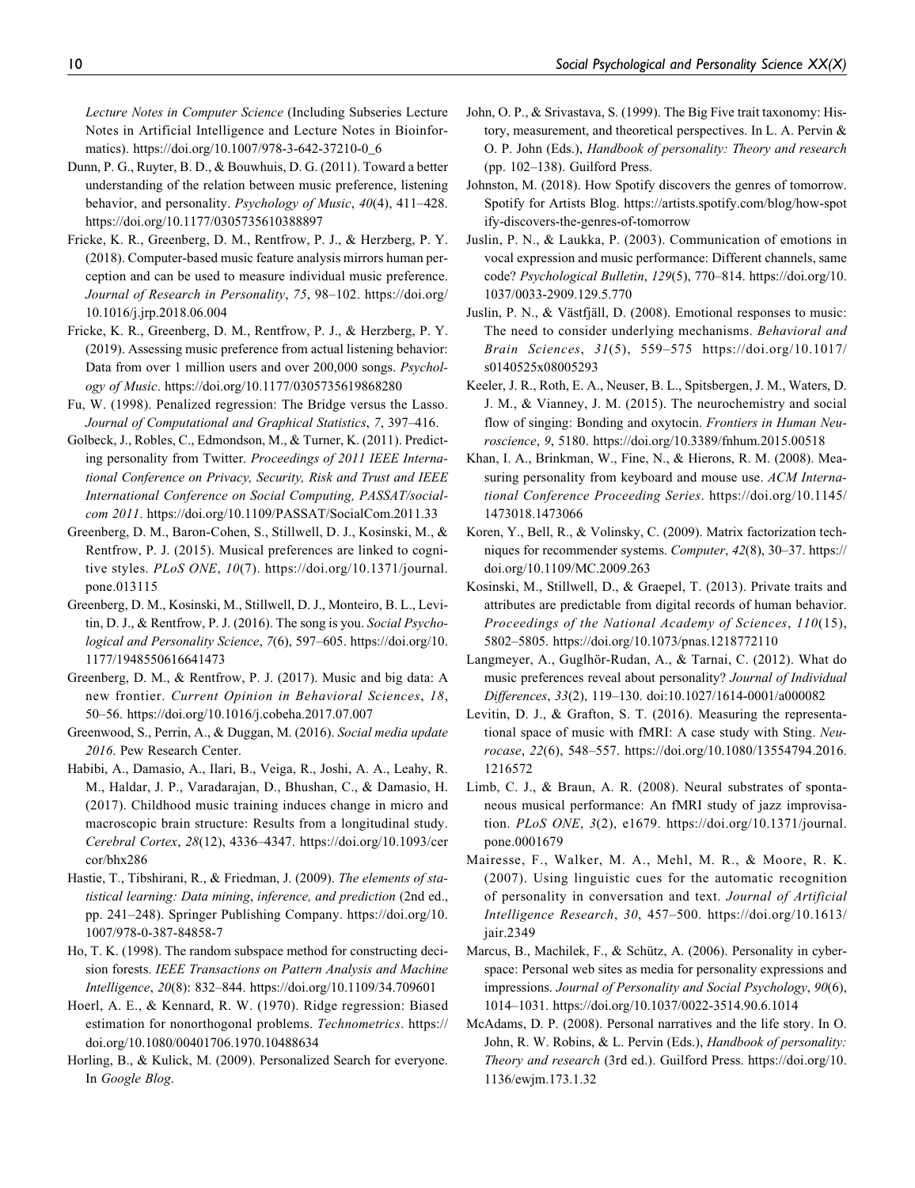*Lecture Notes in Computer Science* (Including Subseries Lecture Notes in Artificial Intelligence and Lecture Notes in Bioinformatics). https://doi.org/10.1007/978-3-642-37210-0_6

Dunn, P. G., Ruyter, B. D., & Bouwhuis, D. G. (2011). Toward a better understanding of the relation between music preference, listening behavior, and personality. *Psychology of Music*, *40*(4), 411–428. https://doi.org/10.1177/0305735610388897

Fricke, K. R., Greenberg, D. M., Rentfrow, P. J., & Herzberg, P. Y. (2018). Computer-based music feature analysis mirrors human perception and can be used to measure individual music preference. *Journal of Research in Personality*, *75*, 98–102. https://doi.org/10.1016/j.jrp.2018.06.004

Fricke, K. R., Greenberg, D. M., Rentfrow, P. J., & Herzberg, P. Y. (2019). Assessing music preference from actual listening behavior: Data from over 1 million users and over 200,000 songs. *Psychology of Music*. https://doi.org/10.1177/0305735619868280

Fu, W. (1998). Penalized regression: The Bridge versus the Lasso. *Journal of Computational and Graphical Statistics*, *7*, 397–416.

Golbeck, J., Robles, C., Edmondson, M., & Turner, K. (2011). Predicting personality from Twitter. *Proceedings of 2011 IEEE International Conference on Privacy, Security, Risk and Trust and IEEE International Conference on Social Computing, PASSAT/socialcom 2011*. https://doi.org/10.1109/PASSAT/SocialCom.2011.33

Greenberg, D. M., Baron-Cohen, S., Stillwell, D. J., Kosinski, M., & Rentfrow, P. J. (2015). Musical preferences are linked to cognitive styles. *PLoS ONE*, *10*(7). https://doi.org/10.1371/journal.pone.013115

Greenberg, D. M., Kosinski, M., Stillwell, D. J., Monteiro, B. L., Levitin, D. J., & Rentfrow, P. J. (2016). The song is you. *Social Psychological and Personality Science*, *7*(6), 597–605. https://doi.org/10.1177/1948550616641473

Greenberg, D. M., & Rentfrow, P. J. (2017). Music and big data: A new frontier. *Current Opinion in Behavioral Sciences*, *18*, 50–56. https://doi.org/10.1016/j.cobeha.2017.07.007

Greenwood, S., Perrin, A., & Duggan, M. (2016). *Social media update 2016*. Pew Research Center.

Habibi, A., Damasio, A., Ilari, B., Veiga, R., Joshi, A. A., Leahy, R. M., Haldar, J. P., Varadarajan, D., Bhushan, C., & Damasio, H. (2017). Childhood music training induces change in micro and macroscopic brain structure: Results from a longitudinal study. *Cerebral Cortex*, *28*(12), 4336–4347. https://doi.org/10.1093/cercor/bhx286

Hastie, T., Tibshirani, R., & Friedman, J. (2009). *The elements of statistical learning: Data mining, inference, and prediction* (2nd ed., pp. 241–248). Springer Publishing Company. https://doi.org/10.1007/978-0-387-84858-7

Ho, T. K. (1998). The random subspace method for constructing decision forests. *IEEE Transactions on Pattern Analysis and Machine Intelligence*, *20*(8): 832–844. https://doi.org/10.1109/34.709601

Hoerl, A. E., & Kennard, R. W. (1970). Ridge regression: Biased estimation for nonorthogonal problems. *Technometrics*. https://doi.org/10.1080/00401706.1970.10488634

Horling, B., & Kulick, M. (2009). Personalized Search for everyone. In *Google Blog*.

John, O. P., & Srivastava, S. (1999). The Big Five trait taxonomy: History, measurement, and theoretical perspectives. In L. A. Pervin & O. P. John (Eds.), *Handbook of personality: Theory and research* (pp. 102–138). Guilford Press.

Johnston, M. (2018). How Spotify discovers the genres of tomorrow. Spotify for Artists Blog. https://artists.spotify.com/blog/how-spotify-discovers-the-genres-of-tomorrow

Juslin, P. N., & Laukka, P. (2003). Communication of emotions in vocal expression and music performance: Different channels, same code? *Psychological Bulletin*, *129*(5), 770–814. https://doi.org/10.1037/0033-2909.129.5.770

Juslin, P. N., & Västfjäll, D. (2008). Emotional responses to music: The need to consider underlying mechanisms. *Behavioral and Brain Sciences*, *31*(5), 559–575 https://doi.org/10.1017/s0140525x08005293

Keeler, J. R., Roth, E. A., Neuser, B. L., Spitsbergen, J. M., Waters, D. J. M., & Vianney, J. M. (2015). The neurochemistry and social flow of singing: Bonding and oxytocin. *Frontiers in Human Neuroscience*, *9*, 5180. https://doi.org/10.3389/fnhum.2015.00518

Khan, I. A., Brinkman, W., Fine, N., & Hierons, R. M. (2008). Measuring personality from keyboard and mouse use. *ACM International Conference Proceeding Series*. https://doi.org/10.1145/1473018.1473066

Koren, Y., Bell, R., & Volinsky, C. (2009). Matrix factorization techniques for recommender systems. *Computer*, *42*(8), 30–37. https://doi.org/10.1109/MC.2009.263

Kosinski, M., Stillwell, D., & Graepel, T. (2013). Private traits and attributes are predictable from digital records of human behavior. *Proceedings of the National Academy of Sciences*, *110*(15), 5802–5805. https://doi.org/10.1073/pnas.1218772110

Langmeyer, A., Guglhör-Rudan, A., & Tarnai, C. (2012). What do music preferences reveal about personality? *Journal of Individual Differences*, *33*(2), 119–130. doi:10.1027/1614-0001/a000082

Levitin, D. J., & Grafton, S. T. (2016). Measuring the representational space of music with fMRI: A case study with Sting. *Neurocase*, *22*(6), 548–557. https://doi.org/10.1080/13554794.2016.1216572

Limb, C. J., & Braun, A. R. (2008). Neural substrates of spontaneous musical performance: An fMRI study of jazz improvisation. *PLoS ONE*, *3*(2), e1679. https://doi.org/10.1371/journal.pone.0001679

Mairesse, F., Walker, M. A., Mehl, M. R., & Moore, R. K. (2007). Using linguistic cues for the automatic recognition of personality in conversation and text. *Journal of Artificial Intelligence Research*, *30*, 457–500. https://doi.org/10.1613/jair.2349

Marcus, B., Machilek, F., & Schütz, A. (2006). Personality in cyberspace: Personal web sites as media for personality expressions and impressions. *Journal of Personality and Social Psychology*, *90*(6), 1014–1031. https://doi.org/10.1037/0022-3514.90.6.1014

McAdams, D. P. (2008). Personal narratives and the life story. In O. John, R. W. Robins, & L. Pervin (Eds.), *Handbook of personality: Theory and research* (3rd ed.). Guilford Press. https://doi.org/10.1136/ewjm.173.1.32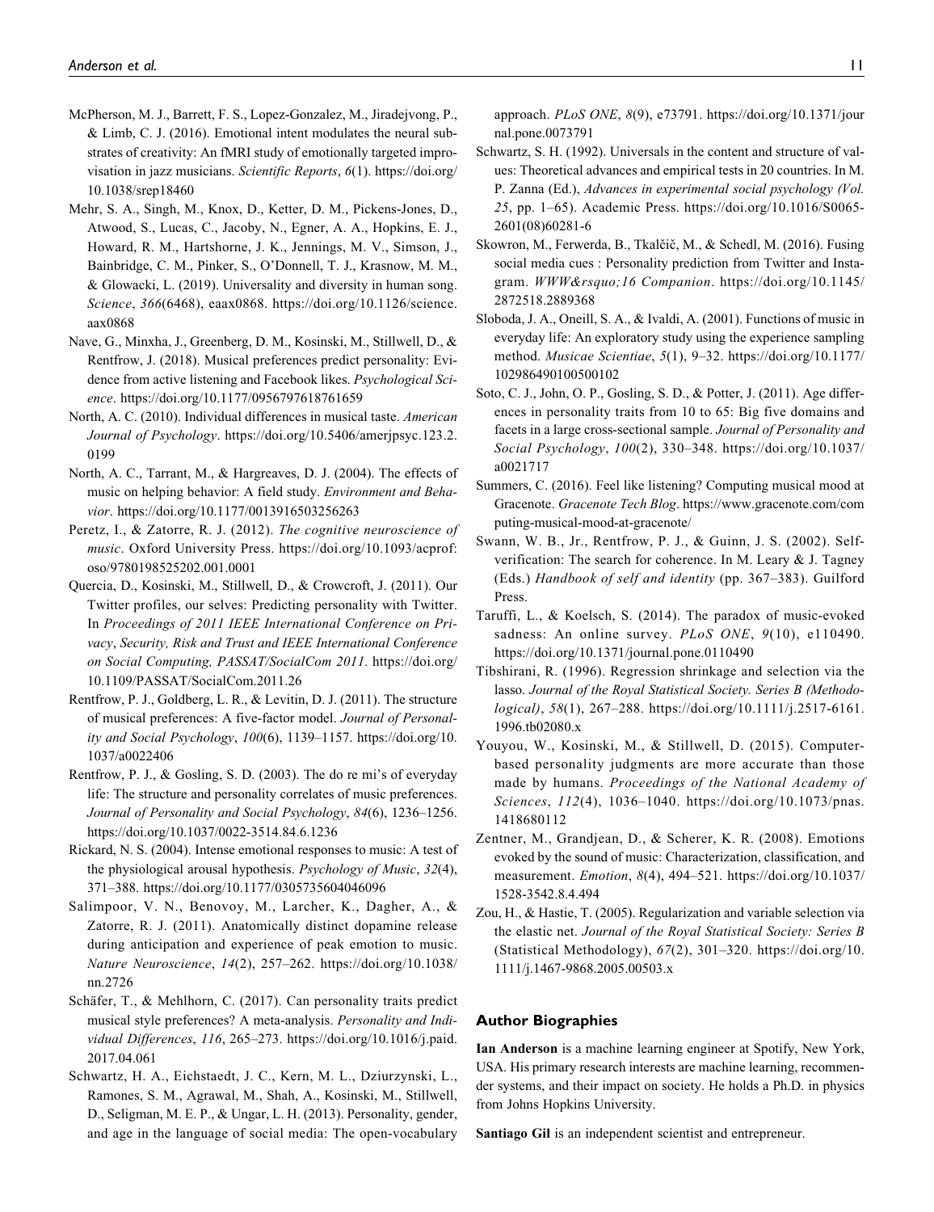McPherson, M. J., Barrett, F. S., Lopez-Gonzalez, M., Jiradejvong, P., & Limb, C. J. (2016). Emotional intent modulates the neural substrates of creativity: An fMRI study of emotionally targeted improvisation in jazz musicians. *Scientific Reports*, *6*(1). https://doi.org/10.1038/srep18460

Mehr, S. A., Singh, M., Knox, D., Ketter, D. M., Pickens-Jones, D., Atwood, S., Lucas, C., Jacoby, N., Egner, A. A., Hopkins, E. J., Howard, R. M., Hartshorne, J. K., Jennings, M. V., Simson, J., Bainbridge, C. M., Pinker, S., O'Donnell, T. J., Krasnow, M. M., & Glowacki, L. (2019). Universality and diversity in human song. *Science*, *366*(6468), eaax0868. https://doi.org/10.1126/science.aax0868

Nave, G., Minxha, J., Greenberg, D. M., Kosinski, M., Stillwell, D., & Rentfrow, J. (2018). Musical preferences predict personality: Evidence from active listening and Facebook likes. *Psychological Science*. https://doi.org/10.1177/0956797618761659

North, A. C. (2010). Individual differences in musical taste. *American Journal of Psychology*. https://doi.org/10.5406/amerjpsyc.123.2.0199

North, A. C., Tarrant, M., & Hargreaves, D. J. (2004). The effects of music on helping behavior: A field study. *Environment and Behavior*. https://doi.org/10.1177/0013916503256263

Peretz, I., & Zatorre, R. J. (2012). *The cognitive neuroscience of music*. Oxford University Press. https://doi.org/10.1093/acprof:oso/9780198525202.001.0001

Quercia, D., Kosinski, M., Stillwell, D., & Crowcroft, J. (2011). Our Twitter profiles, our selves: Predicting personality with Twitter. In *Proceedings of 2011 IEEE International Conference on Privacy, Security, Risk and Trust and IEEE International Conference on Social Computing, PASSAT/SocialCom 2011*. https://doi.org/10.1109/PASSAT/SocialCom.2011.26

Rentfrow, P. J., Goldberg, L. R., & Levitin, D. J. (2011). The structure of musical preferences: A five-factor model. *Journal of Personality and Social Psychology*, *100*(6), 1139–1157. https://doi.org/10.1037/a0022406

Rentfrow, P. J., & Gosling, S. D. (2003). The do re mi's of everyday life: The structure and personality correlates of music preferences. *Journal of Personality and Social Psychology*, *84*(6), 1236–1256. https://doi.org/10.1037/0022-3514.84.6.1236

Rickard, N. S. (2004). Intense emotional responses to music: A test of the physiological arousal hypothesis. *Psychology of Music*, *32*(4), 371–388. https://doi.org/10.1177/0305735604046096

Salimpoor, V. N., Benovoy, M., Larcher, K., Dagher, A., & Zatorre, R. J. (2011). Anatomically distinct dopamine release during anticipation and experience of peak emotion to music. *Nature Neuroscience*, *14*(2), 257–262. https://doi.org/10.1038/nn.2726

Schäfer, T., & Mehlhorn, C. (2017). Can personality traits predict musical style preferences? A meta-analysis. *Personality and Individual Differences*, *116*, 265–273. https://doi.org/10.1016/j.paid.2017.04.061

Schwartz, H. A., Eichstaedt, J. C., Kern, M. L., Dziurzynski, L., Ramones, S. M., Agrawal, M., Shah, A., Kosinski, M., Stillwell, D., Seligman, M. E. P., & Ungar, L. H. (2013). Personality, gender, and age in the language of social media: The open-vocabulary approach. *PLoS ONE*, *8*(9), e73791. https://doi.org/10.1371/journal.pone.0073791

Schwartz, S. H. (1992). Universals in the content and structure of values: Theoretical advances and empirical tests in 20 countries. In M. P. Zanna (Ed.), *Advances in experimental social psychology (Vol. 25*, pp. 1–65). Academic Press. https://doi.org/10.1016/S0065-2601(08)60281-6

Skowron, M., Ferwerda, B., Tkalčič, M., & Schedl, M. (2016). Fusing social media cues : Personality prediction from Twitter and Instagram. *WWW&rsquo;16 Companion*. https://doi.org/10.1145/2872518.2889368

Sloboda, J. A., Oneill, S. A., & Ivaldi, A. (2001). Functions of music in everyday life: An exploratory study using the experience sampling method. *Musicae Scientiae*, *5*(1), 9–32. https://doi.org/10.1177/102986490100500102

Soto, C. J., John, O. P., Gosling, S. D., & Potter, J. (2011). Age differences in personality traits from 10 to 65: Big five domains and facets in a large cross-sectional sample. *Journal of Personality and Social Psychology*, *100*(2), 330–348. https://doi.org/10.1037/a0021717

Summers, C. (2016). Feel like listening? Computing musical mood at Gracenote. *Gracenote Tech Blog*. https://www.gracenote.com/computing-musical-mood-at-gracenote/

Swann, W. B., Jr., Rentfrow, P. J., & Guinn, J. S. (2002). Self-verification: The search for coherence. In M. Leary & J. Tagney (Eds.) *Handbook of self and identity* (pp. 367–383). Guilford Press.

Taruffi, L., & Koelsch, S. (2014). The paradox of music-evoked sadness: An online survey. *PLoS ONE*, *9*(10), e110490. https://doi.org/10.1371/journal.pone.0110490

Tibshirani, R. (1996). Regression shrinkage and selection via the lasso. *Journal of the Royal Statistical Society. Series B (Methodological)*, *58*(1), 267–288. https://doi.org/10.1111/j.2517-6161.1996.tb02080.x

Youyou, W., Kosinski, M., & Stillwell, D. (2015). Computer-based personality judgments are more accurate than those made by humans. *Proceedings of the National Academy of Sciences*, *112*(4), 1036–1040. https://doi.org/10.1073/pnas.1418680112

Zentner, M., Grandjean, D., & Scherer, K. R. (2008). Emotions evoked by the sound of music: Characterization, classification, and measurement. *Emotion*, *8*(4), 494–521. https://doi.org/10.1037/1528-3542.8.4.494

Zou, H., & Hastie, T. (2005). Regularization and variable selection via the elastic net. *Journal of the Royal Statistical Society: Series B* (Statistical Methodology), *67*(2), 301–320. https://doi.org/10.1111/j.1467-9868.2005.00503.x

## Author Biographies

**Ian Anderson** is a machine learning engineer at Spotify, New York, USA. His primary research interests are machine learning, recommender systems, and their impact on society. He holds a Ph.D. in physics from Johns Hopkins University.

**Santiago Gil** is an independent scientist and entrepreneur.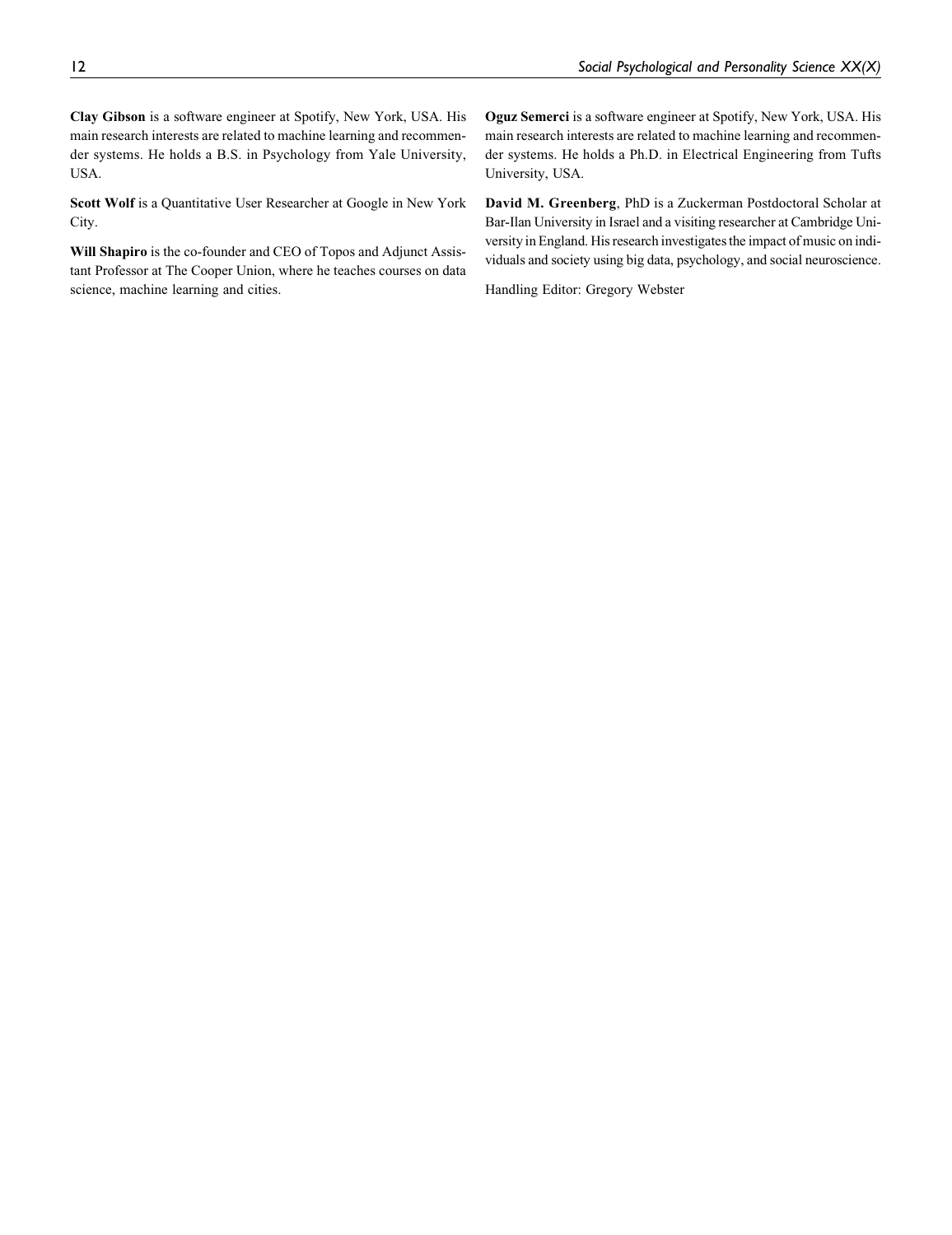**Clay Gibson** is a software engineer at Spotify, New York, USA. His main research interests are related to machine learning and recommender systems. He holds a B.S. in Psychology from Yale University, USA.

**Scott Wolf** is a Quantitative User Researcher at Google in New York City.

**Will Shapiro** is the co-founder and CEO of Topos and Adjunct Assistant Professor at The Cooper Union, where he teaches courses on data science, machine learning and cities.

**Oguz Semerci** is a software engineer at Spotify, New York, USA. His main research interests are related to machine learning and recommender systems. He holds a Ph.D. in Electrical Engineering from Tufts University, USA.

**David M. Greenberg**, PhD is a Zuckerman Postdoctoral Scholar at Bar-Ilan University in Israel and a visiting researcher at Cambridge University in England. His research investigates the impact of music on individuals and society using big data, psychology, and social neuroscience.

Handling Editor: Gregory Webster